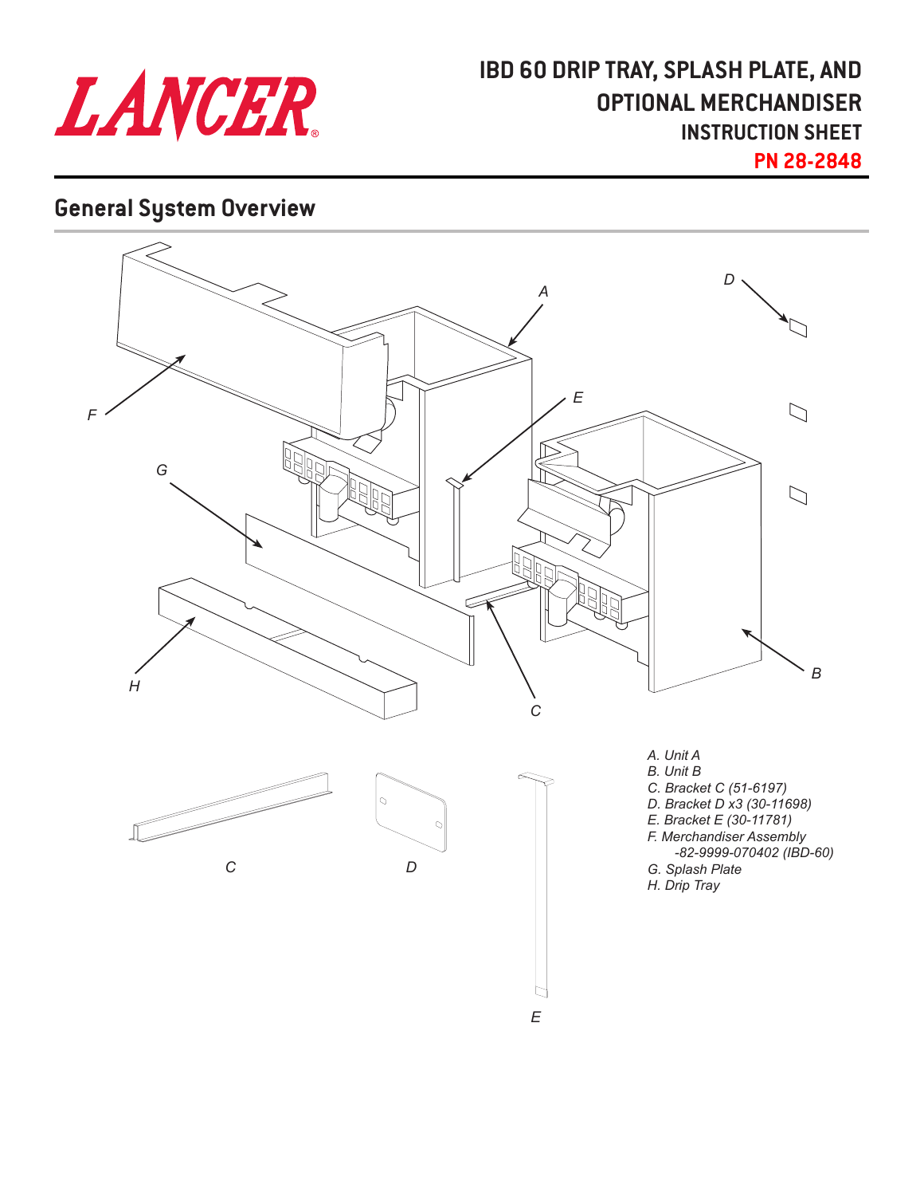# IBD 60 DRIP TRAY, SPLASH PLATE, AND OPTIONAL MERCHANDISER

## INSTRUCTION SHEET

**PN 28-2848**

## General System Overview

*A. Unit A*
*B. Unit B*
*C. Bracket C (51-6197)*
*D. Bracket D x3 (30-11698)*
*E. Bracket E (30-11781)*
*F. Merchandiser Assembly*
*-82-9999-070402 (IBD-60)*
*G. Splash Plate*
*H. Drip Tray*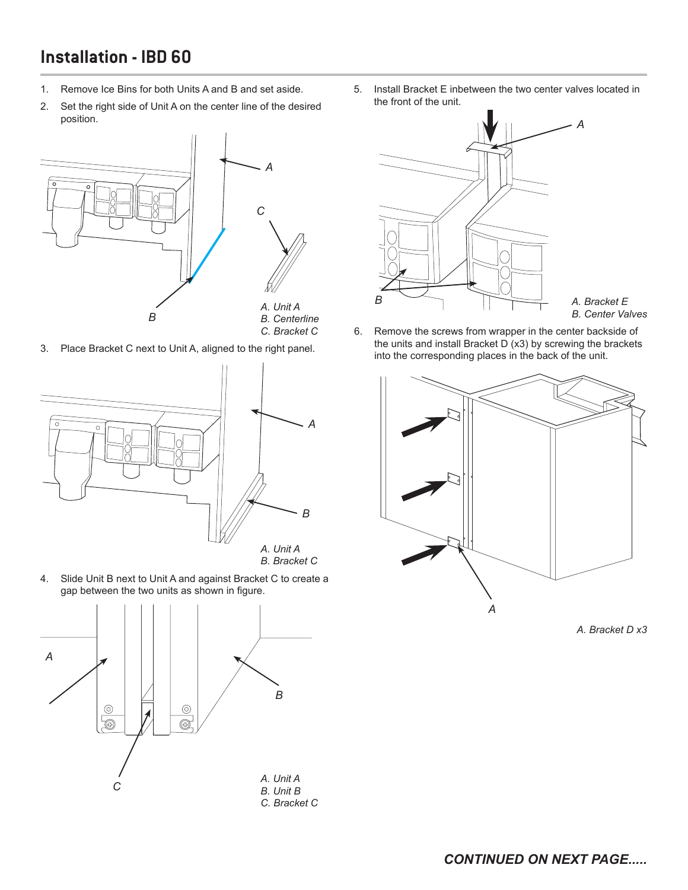# Installation - IBD 60

1. Remove Ice Bins for both Units A and B and set aside.
2. Set the right side of Unit A on the center line of the desired position.

*A. Unit A*
*B. Centerline*
*C. Bracket C*

3. Place Bracket C next to Unit A, aligned to the right panel.

*A. Unit A*
*B. Bracket C*

4. Slide Unit B next to Unit A and against Bracket C to create a gap between the two units as shown in figure.

*A. Unit A*
*B. Unit B*
*C. Bracket C*

5. Install Bracket E inbetween the two center valves located in the front of the unit.

*A. Bracket E*
*B. Center Valves*

6. Remove the screws from wrapper in the center backside of the units and install Bracket D (x3) by screwing the brackets into the corresponding places in the back of the unit.

*A. Bracket D x3*

***CONTINUED ON NEXT PAGE.....***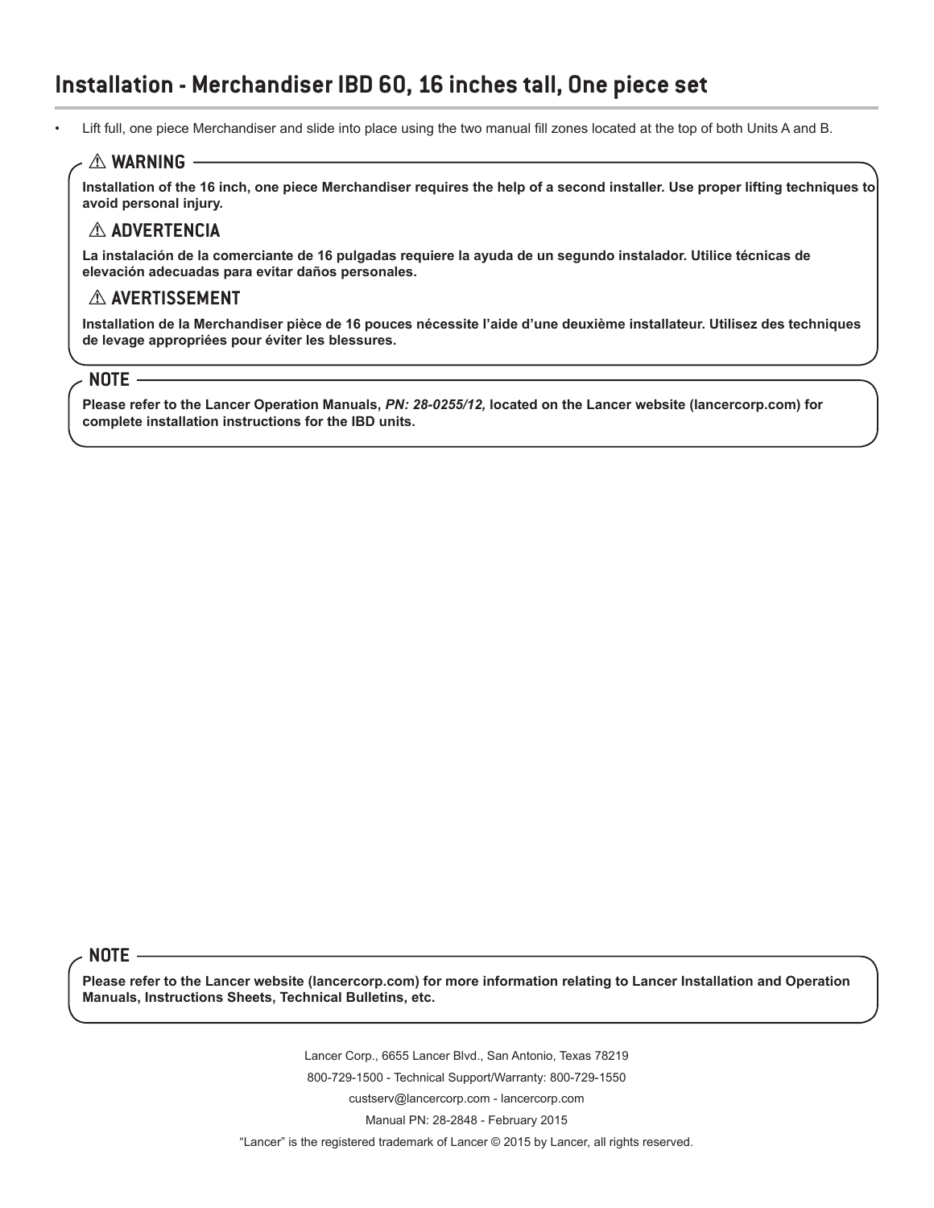## Installation - Merchandiser IBD 60, 16 inches tall, One piece set

- Lift full, one piece Merchandiser and slide into place using the two manual fill zones located at the top of both Units A and B.

> ⚠ **WARNING**
>
> **Installation of the 16 inch, one piece Merchandiser requires the help of a second installer. Use proper lifting techniques to avoid personal injury.**
>
> ⚠ **ADVERTENCIA**
>
> **La instalación de la comerciante de 16 pulgadas requiere la ayuda de un segundo instalador. Utilice técnicas de elevación adecuadas para evitar daños personales.**
>
> ⚠ **AVERTISSEMENT**
>
> **Installation de la Merchandiser pièce de 16 pouces nécessite l'aide d'une deuxième installateur. Utilisez des techniques de levage appropriées pour éviter les blessures.**

> **NOTE**
>
> **Please refer to the Lancer Operation Manuals, *PN: 28-0255/12,* located on the Lancer website (lancercorp.com) for complete installation instructions for the IBD units.**

> **NOTE**
>
> **Please refer to the Lancer website (lancercorp.com) for more information relating to Lancer Installation and Operation Manuals, Instructions Sheets, Technical Bulletins, etc.**

Lancer Corp., 6655 Lancer Blvd., San Antonio, Texas 78219

800-729-1500 - Technical Support/Warranty: 800-729-1550

custserv@lancercorp.com - lancercorp.com

Manual PN: 28-2848 - February 2015

"Lancer" is the registered trademark of Lancer © 2015 by Lancer, all rights reserved.